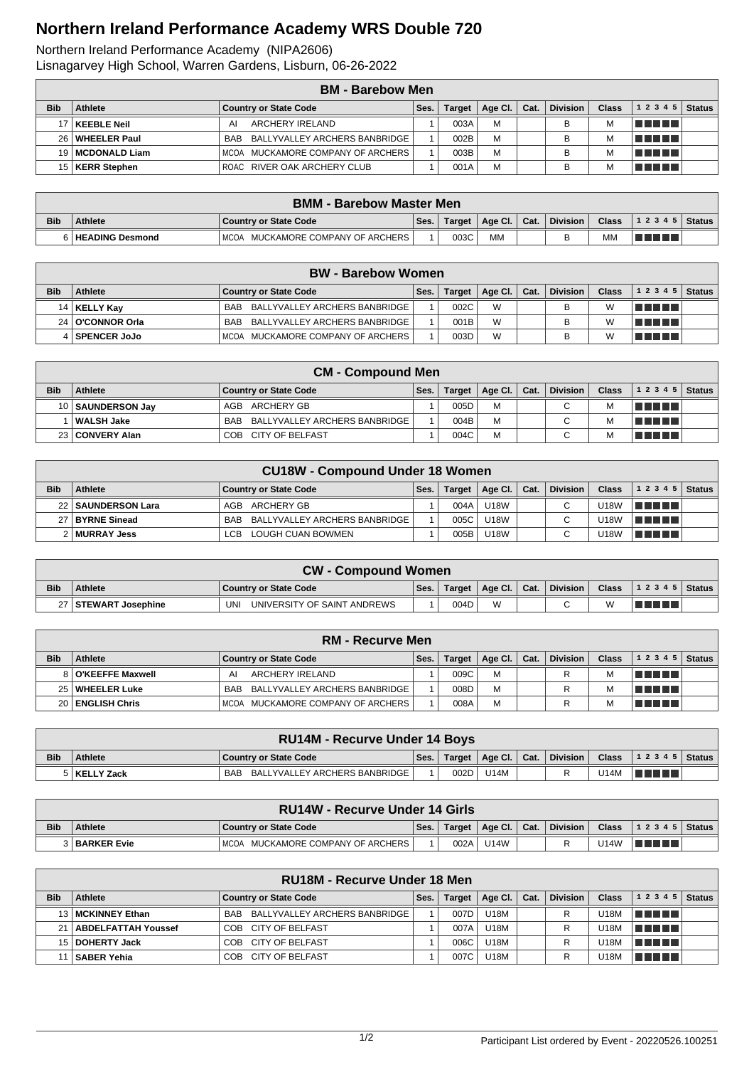# Northern Ireland Performance Academy WRS Double 720

Northern Ireland Performance Academy (NIPA2606)
Lisnagarvey High School, Warren Gardens, Lisburn, 06-26-2022

| BM - Barebow Men | | | | | | | | | | |
|---|---|---|---|---|---|---|---|---|---|---|
| **Bib** | **Athlete** | **Country or State Code** | **Ses.** | **Target** | **Age Cl.** | **Cat.** | **Division** | **Class** | **1 2 3 4 5** | **Status** |
| 17 | **KEEBLE Neil** | AI ARCHERY IRELAND | 1 | 003A | M | | B | M | | |
| 26 | **WHEELER Paul** | BAB BALLYVALLEY ARCHERS BANBRIDGE | 1 | 002B | M | | B | M | | |
| 19 | **MCDONALD Liam** | MCOA MUCKAMORE COMPANY OF ARCHERS | 1 | 003B | M | | B | M | | |
| 15 | **KERR Stephen** | ROAC RIVER OAK ARCHERY CLUB | 1 | 001A | M | | B | M | | |

| BMM - Barebow Master Men | | | | | | | | | | |
|---|---|---|---|---|---|---|---|---|---|---|
| **Bib** | **Athlete** | **Country or State Code** | **Ses.** | **Target** | **Age Cl.** | **Cat.** | **Division** | **Class** | **1 2 3 4 5** | **Status** |
| 6 | **HEADING Desmond** | MCOA MUCKAMORE COMPANY OF ARCHERS | 1 | 003C | MM | | B | MM | | |

| BW - Barebow Women | | | | | | | | | | |
|---|---|---|---|---|---|---|---|---|---|---|
| **Bib** | **Athlete** | **Country or State Code** | **Ses.** | **Target** | **Age Cl.** | **Cat.** | **Division** | **Class** | **1 2 3 4 5** | **Status** |
| 14 | **KELLY Kay** | BAB BALLYVALLEY ARCHERS BANBRIDGE | 1 | 002C | W | | B | W | | |
| 24 | **O'CONNOR Orla** | BAB BALLYVALLEY ARCHERS BANBRIDGE | 1 | 001B | W | | B | W | | |
| 4 | **SPENCER JoJo** | MCOA MUCKAMORE COMPANY OF ARCHERS | 1 | 003D | W | | B | W | | |

| CM - Compound Men | | | | | | | | | | |
|---|---|---|---|---|---|---|---|---|---|---|
| **Bib** | **Athlete** | **Country or State Code** | **Ses.** | **Target** | **Age Cl.** | **Cat.** | **Division** | **Class** | **1 2 3 4 5** | **Status** |
| 10 | **SAUNDERSON Jay** | AGB ARCHERY GB | 1 | 005D | M | | C | M | | |
| 1 | **WALSH Jake** | BAB BALLYVALLEY ARCHERS BANBRIDGE | 1 | 004B | M | | C | M | | |
| 23 | **CONVERY Alan** | COB CITY OF BELFAST | 1 | 004C | M | | C | M | | |

| CU18W - Compound Under 18 Women | | | | | | | | | | |
|---|---|---|---|---|---|---|---|---|---|---|
| **Bib** | **Athlete** | **Country or State Code** | **Ses.** | **Target** | **Age Cl.** | **Cat.** | **Division** | **Class** | **1 2 3 4 5** | **Status** |
| 22 | **SAUNDERSON Lara** | AGB ARCHERY GB | 1 | 004A | U18W | | C | U18W | | |
| 27 | **BYRNE Sinead** | BAB BALLYVALLEY ARCHERS BANBRIDGE | 1 | 005C | U18W | | C | U18W | | |
| 2 | **MURRAY Jess** | LCB LOUGH CUAN BOWMEN | 1 | 005B | U18W | | C | U18W | | |

| CW - Compound Women | | | | | | | | | | |
|---|---|---|---|---|---|---|---|---|---|---|
| **Bib** | **Athlete** | **Country or State Code** | **Ses.** | **Target** | **Age Cl.** | **Cat.** | **Division** | **Class** | **1 2 3 4 5** | **Status** |
| 27 | **STEWART Josephine** | UNI UNIVERSITY OF SAINT ANDREWS | 1 | 004D | W | | C | W | | |

| RM - Recurve Men | | | | | | | | | | |
|---|---|---|---|---|---|---|---|---|---|---|
| **Bib** | **Athlete** | **Country or State Code** | **Ses.** | **Target** | **Age Cl.** | **Cat.** | **Division** | **Class** | **1 2 3 4 5** | **Status** |
| 8 | **O'KEEFFE Maxwell** | AI ARCHERY IRELAND | 1 | 009C | M | | R | M | | |
| 25 | **WHEELER Luke** | BAB BALLYVALLEY ARCHERS BANBRIDGE | 1 | 008D | M | | R | M | | |
| 20 | **ENGLISH Chris** | MCOA MUCKAMORE COMPANY OF ARCHERS | 1 | 008A | M | | R | M | | |

| RU14M - Recurve Under 14 Boys | | | | | | | | | | |
|---|---|---|---|---|---|---|---|---|---|---|
| **Bib** | **Athlete** | **Country or State Code** | **Ses.** | **Target** | **Age Cl.** | **Cat.** | **Division** | **Class** | **1 2 3 4 5** | **Status** |
| 5 | **KELLY Zack** | BAB BALLYVALLEY ARCHERS BANBRIDGE | 1 | 002D | U14M | | R | U14M | | |

| RU14W - Recurve Under 14 Girls | | | | | | | | | | |
|---|---|---|---|---|---|---|---|---|---|---|
| **Bib** | **Athlete** | **Country or State Code** | **Ses.** | **Target** | **Age Cl.** | **Cat.** | **Division** | **Class** | **1 2 3 4 5** | **Status** |
| 3 | **BARKER Evie** | MCOA MUCKAMORE COMPANY OF ARCHERS | 1 | 002A | U14W | | R | U14W | | |

| RU18M - Recurve Under 18 Men | | | | | | | | | | |
|---|---|---|---|---|---|---|---|---|---|---|
| **Bib** | **Athlete** | **Country or State Code** | **Ses.** | **Target** | **Age Cl.** | **Cat.** | **Division** | **Class** | **1 2 3 4 5** | **Status** |
| 13 | **MCKINNEY Ethan** | BAB BALLYVALLEY ARCHERS BANBRIDGE | 1 | 007D | U18M | | R | U18M | | |
| 21 | **ABDELFATTAH Youssef** | COB CITY OF BELFAST | 1 | 007A | U18M | | R | U18M | | |
| 15 | **DOHERTY Jack** | COB CITY OF BELFAST | 1 | 006C | U18M | | R | U18M | | |
| 11 | **SABER Yehia** | COB CITY OF BELFAST | 1 | 007C | U18M | | R | U18M | | |

Participant List ordered by Event - 20220526.100251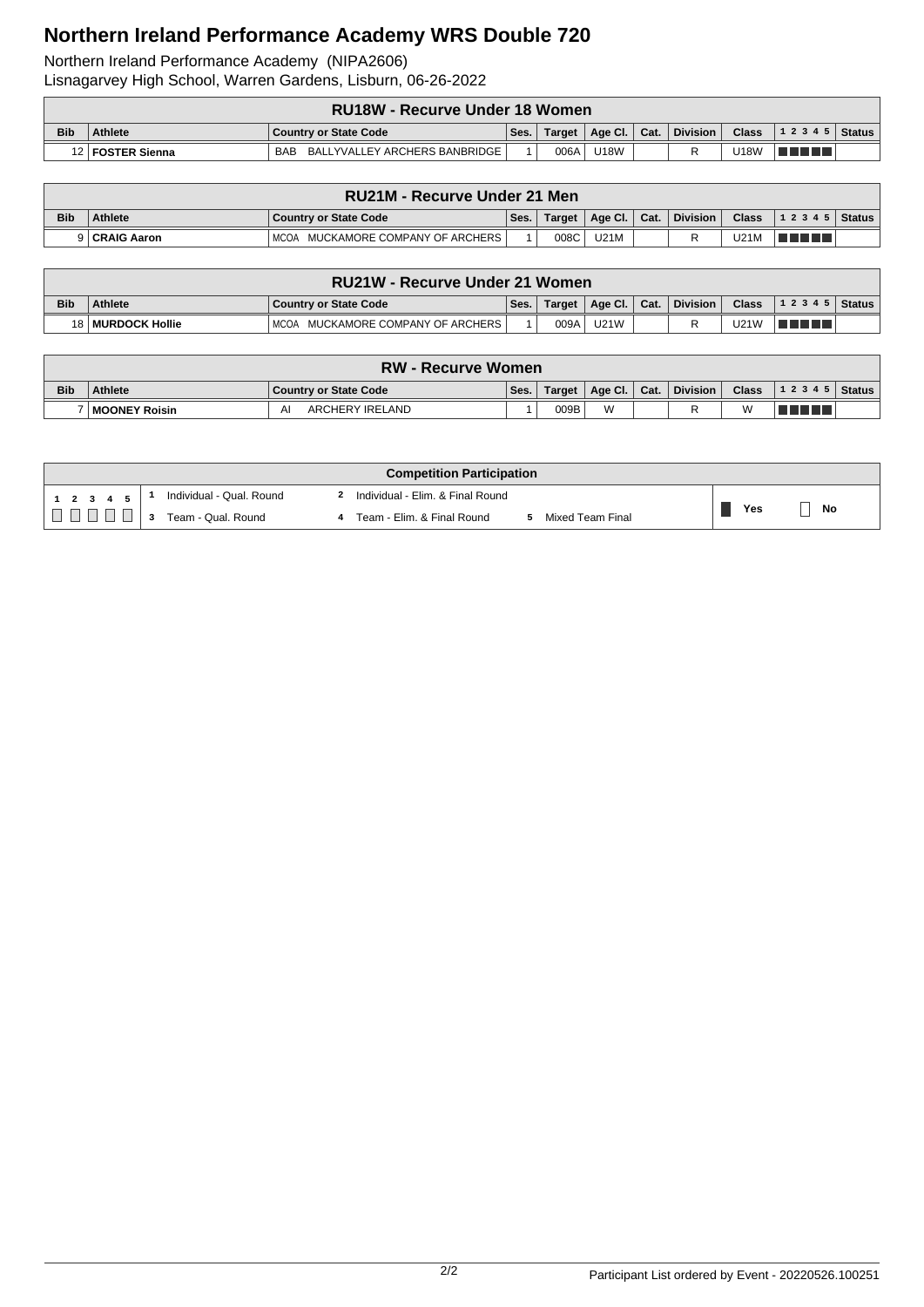# Northern Ireland Performance Academy WRS Double 720

Northern Ireland Performance Academy (NIPA2606)
Lisnagarvey High School, Warren Gardens, Lisburn, 06-26-2022

| RU18W - Recurve Under 18 Women | | | | | | | | | | |
|---|---|---|---|---|---|---|---|---|---|---|
| **Bib** | **Athlete** | **Country or State Code** | **Ses.** | **Target** | **Age Cl.** | **Cat.** | **Division** | **Class** | **1 2 3 4 5** | **Status** |
| 12 | **FOSTER Sienna** | BAB BALLYVALLEY ARCHERS BANBRIDGE | 1 | 006A | U18W | | R | U18W | ■■■■■ | |

| RU21M - Recurve Under 21 Men | | | | | | | | | | |
|---|---|---|---|---|---|---|---|---|---|---|
| **Bib** | **Athlete** | **Country or State Code** | **Ses.** | **Target** | **Age Cl.** | **Cat.** | **Division** | **Class** | **1 2 3 4 5** | **Status** |
| 9 | **CRAIG Aaron** | MCOA MUCKAMORE COMPANY OF ARCHERS | 1 | 008C | U21M | | R | U21M | ■■■■■ | |

| RU21W - Recurve Under 21 Women | | | | | | | | | | |
|---|---|---|---|---|---|---|---|---|---|---|
| **Bib** | **Athlete** | **Country or State Code** | **Ses.** | **Target** | **Age Cl.** | **Cat.** | **Division** | **Class** | **1 2 3 4 5** | **Status** |
| 18 | **MURDOCK Hollie** | MCOA MUCKAMORE COMPANY OF ARCHERS | 1 | 009A | U21W | | R | U21W | ■■■■■ | |

| RW - Recurve Women | | | | | | | | | | |
|---|---|---|---|---|---|---|---|---|---|---|
| **Bib** | **Athlete** | **Country or State Code** | **Ses.** | **Target** | **Age Cl.** | **Cat.** | **Division** | **Class** | **1 2 3 4 5** | **Status** |
| 7 | **MOONEY Roisin** | AI ARCHERY IRELAND | 1 | 009B | W | | R | W | ■■■■■ | |

| Competition Participation | | | | |
|---|---|---|---|---|
| 1 2 3 4 5 | 1 Individual - Qual. Round | 2 Individual - Elim. & Final Round | | ■ Yes |
| □ □ □ □ □ | 3 Team - Qual. Round | 4 Team - Elim. & Final Round | 5 Mixed Team Final | □ No |

Participant List ordered by Event - 20220526.100251